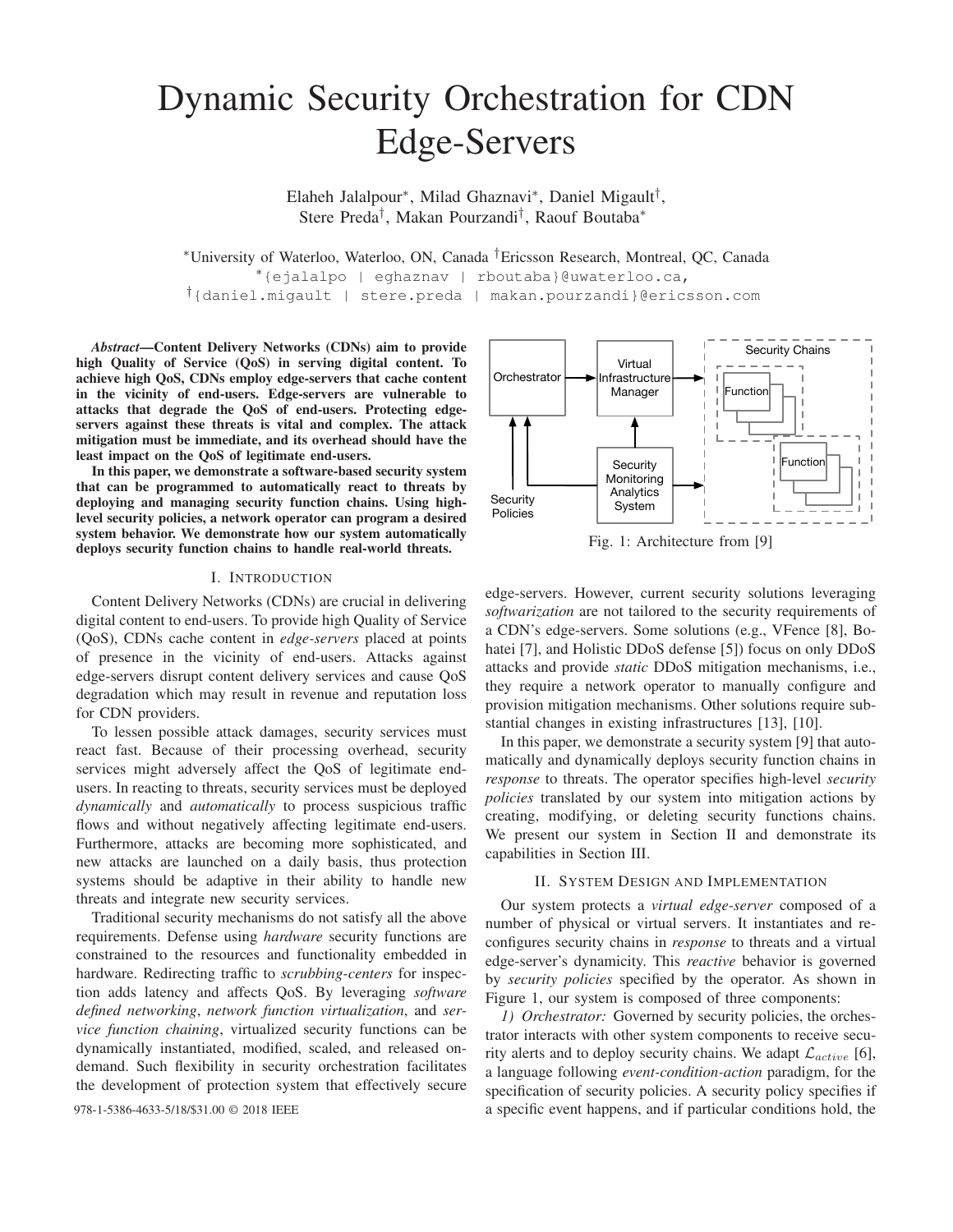# Dynamic Security Orchestration for CDN Edge-Servers

Elaheh Jalalpour*, Milad Ghaznavi*, Daniel Migault†, Stere Preda†, Makan Pourzandi†, Raouf Boutaba*

*University of Waterloo, Waterloo, ON, Canada †Ericsson Research, Montreal, QC, Canada
*{ejalalpo | eghaznav | rboutaba}@uwaterloo.ca,
†{daniel.migault | stere.preda | makan.pourzandi}@ericsson.com

***Abstract*—Content Delivery Networks (CDNs) aim to provide high Quality of Service (QoS) in serving digital content. To achieve high QoS, CDNs employ edge-servers that cache content in the vicinity of end-users. Edge-servers are vulnerable to attacks that degrade the QoS of end-users. Protecting edge-servers against these threats is vital and complex. The attack mitigation must be immediate, and its overhead should have the least impact on the QoS of legitimate end-users.**

**In this paper, we demonstrate a software-based security system that can be programmed to automatically react to threats by deploying and managing security function chains. Using high-level security policies, a network operator can program a desired system behavior. We demonstrate how our system automatically deploys security function chains to handle real-world threats.**

## I. Introduction

Content Delivery Networks (CDNs) are crucial in delivering digital content to end-users. To provide high Quality of Service (QoS), CDNs cache content in *edge-servers* placed at points of presence in the vicinity of end-users. Attacks against edge-servers disrupt content delivery services and cause QoS degradation which may result in revenue and reputation loss for CDN providers.

To lessen possible attack damages, security services must react fast. Because of their processing overhead, security services might adversely affect the QoS of legitimate end-users. In reacting to threats, security services must be deployed *dynamically* and *automatically* to process suspicious traffic flows and without negatively affecting legitimate end-users. Furthermore, attacks are becoming more sophisticated, and new attacks are launched on a daily basis, thus protection systems should be adaptive in their ability to handle new threats and integrate new security services.

Traditional security mechanisms do not satisfy all the above requirements. Defense using *hardware* security functions are constrained to the resources and functionality embedded in hardware. Redirecting traffic to *scrubbing-centers* for inspection adds latency and affects QoS. By leveraging *software defined networking*, *network function virtualization*, and *service function chaining*, virtualized security functions can be dynamically instantiated, modified, scaled, and released on-demand. Such flexibility in security orchestration facilitates the development of protection system that effectively secure edge-servers. However, current security solutions leveraging *softwarization* are not tailored to the security requirements of a CDN's edge-servers. Some solutions (e.g., VFence [8], Bohatei [7], and Holistic DDoS defense [5]) focus on only DDoS attacks and provide *static* DDoS mitigation mechanisms, i.e., they require a network operator to manually configure and provision mitigation mechanisms. Other solutions require substantial changes in existing infrastructures [13], [10].

Fig. 1: Architecture from [9]

In this paper, we demonstrate a security system [9] that automatically and dynamically deploys security function chains in *response* to threats. The operator specifies high-level *security policies* translated by our system into mitigation actions by creating, modifying, or deleting security functions chains. We present our system in Section II and demonstrate its capabilities in Section III.

## II. System Design and Implementation

Our system protects a *virtual edge-server* composed of a number of physical or virtual servers. It instantiates and reconfigures security chains in *response* to threats and a virtual edge-server's dynamicity. This *reactive* behavior is governed by *security policies* specified by the operator. As shown in Figure 1, our system is composed of three components:

*1) Orchestrator:* Governed by security policies, the orchestrator interacts with other system components to receive security alerts and to deploy security chains. We adapt $\mathcal{L}_{active}$ [6], a language following *event-condition-action* paradigm, for the specification of security policies. A security policy specifies if a specific event happens, and if particular conditions hold, the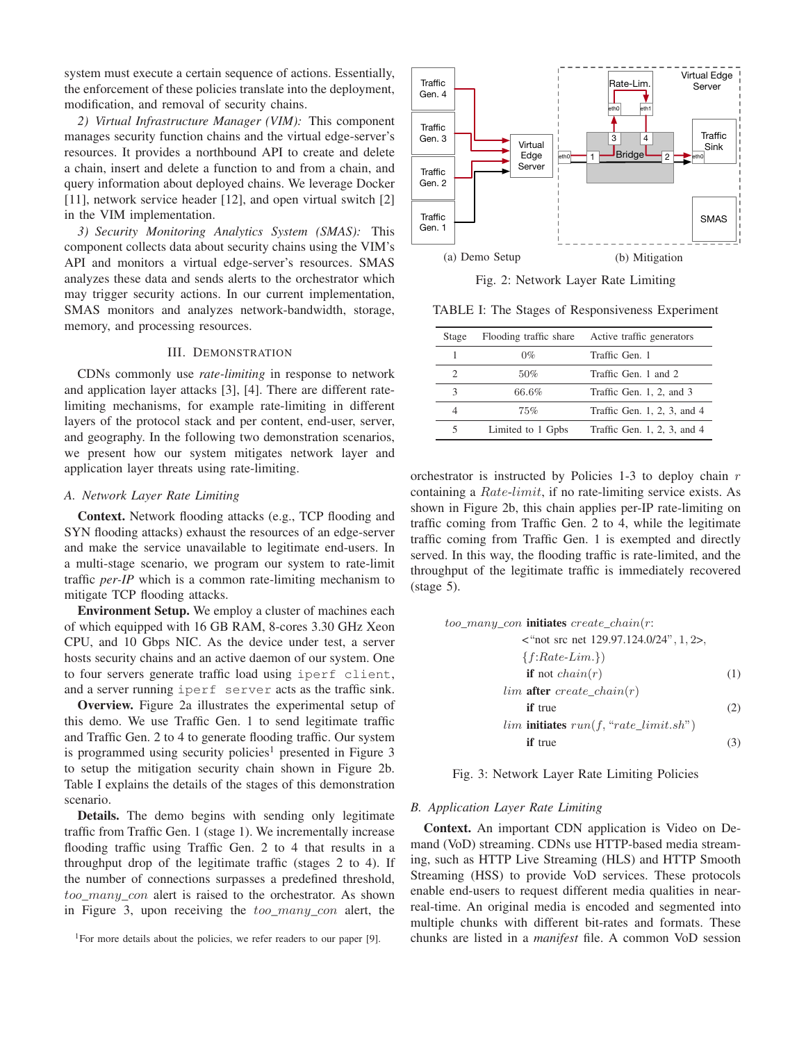system must execute a certain sequence of actions. Essentially, the enforcement of these policies translate into the deployment, modification, and removal of security chains.

*2) Virtual Infrastructure Manager (VIM):* This component manages security function chains and the virtual edge-server's resources. It provides a northbound API to create and delete a chain, insert and delete a function to and from a chain, and query information about deployed chains. We leverage Docker [11], network service header [12], and open virtual switch [2] in the VIM implementation.

*3) Security Monitoring Analytics System (SMAS):* This component collects data about security chains using the VIM's API and monitors a virtual edge-server's resources. SMAS analyzes these data and sends alerts to the orchestrator which may trigger security actions. In our current implementation, SMAS monitors and analyzes network-bandwidth, storage, memory, and processing resources.

## III. Demonstration

CDNs commonly use *rate-limiting* in response to network and application layer attacks [3], [4]. There are different rate-limiting mechanisms, for example rate-limiting in different layers of the protocol stack and per content, end-user, server, and geography. In the following two demonstration scenarios, we present how our system mitigates network layer and application layer threats using rate-limiting.

### A. Network Layer Rate Limiting

**Context.** Network flooding attacks (e.g., TCP flooding and SYN flooding attacks) exhaust the resources of an edge-server and make the service unavailable to legitimate end-users. In a multi-stage scenario, we program our system to rate-limit traffic *per-IP* which is a common rate-limiting mechanism to mitigate TCP flooding attacks.

**Environment Setup.** We employ a cluster of machines each of which equipped with 16 GB RAM, 8-cores 3.30 GHz Xeon CPU, and 10 Gbps NIC. As the device under test, a server hosts security chains and an active daemon of our system. One to four servers generate traffic load using `iperf client`, and a server running `iperf server` acts as the traffic sink.

**Overview.** Figure 2a illustrates the experimental setup of this demo. We use Traffic Gen. 1 to send legitimate traffic and Traffic Gen. 2 to 4 to generate flooding traffic. Our system is programmed using security policies[1] presented in Figure 3 to setup the mitigation security chain shown in Figure 2b. Table I explains the details of the stages of this demonstration scenario.

**Details.** The demo begins with sending only legitimate traffic from Traffic Gen. 1 (stage 1). We incrementally increase flooding traffic using Traffic Gen. 2 to 4 that results in a throughput drop of the legitimate traffic (stages 2 to 4). If the number of connections surpasses a predefined threshold, $too\_many\_con$ alert is raised to the orchestrator. As shown in Figure 3, upon receiving the $too\_many\_con$ alert, the orchestrator is instructed by Policies 1-3 to deploy chain $r$ containing a $Rate\text{-}limit$, if no rate-limiting service exists. As shown in Figure 2b, this chain applies per-IP rate-limiting on traffic coming from Traffic Gen. 2 to 4, while the legitimate traffic coming from Traffic Gen. 1 is exempted and directly served. In this way, the flooding traffic is rate-limited, and the throughput of the legitimate traffic is immediately recovered (stage 5).

[1]For more details about the policies, we refer readers to our paper [9].

(a) Demo Setup (b) Mitigation

Fig. 2: Network Layer Rate Limiting

TABLE I: The Stages of Responsiveness Experiment

| Stage | Flooding traffic share | Active traffic generators |
|---|---|---|
| 1 | 0% | Traffic Gen. 1 |
| 2 | 50% | Traffic Gen. 1 and 2 |
| 3 | 66.6% | Traffic Gen. 1, 2, and 3 |
| 4 | 75% | Traffic Gen. 1, 2, 3, and 4 |
| 5 | Limited to 1 Gpbs | Traffic Gen. 1, 2, 3, and 4 |

$too\_many\_con$ **initiates** $create\_chain(r$:
<"not src net 129.97.124.0/24", 1, 2>,
{$f$:*Rate-Lim.*})
**if** not $chain(r)$ (1)

$lim$ **after** $create\_chain(r)$
**if** true (2)

$lim$ **initiates** $run(f, \text{"}rate\_limit.sh\text{"})$
**if** true (3)

Fig. 3: Network Layer Rate Limiting Policies

### B. Application Layer Rate Limiting

**Context.** An important CDN application is Video on Demand (VoD) streaming. CDNs use HTTP-based media streaming, such as HTTP Live Streaming (HLS) and HTTP Smooth Streaming (HSS) to provide VoD services. These protocols enable end-users to request different media qualities in near-real-time. An original media is encoded and segmented into multiple chunks with different bit-rates and formats. These chunks are listed in a *manifest* file. A common VoD session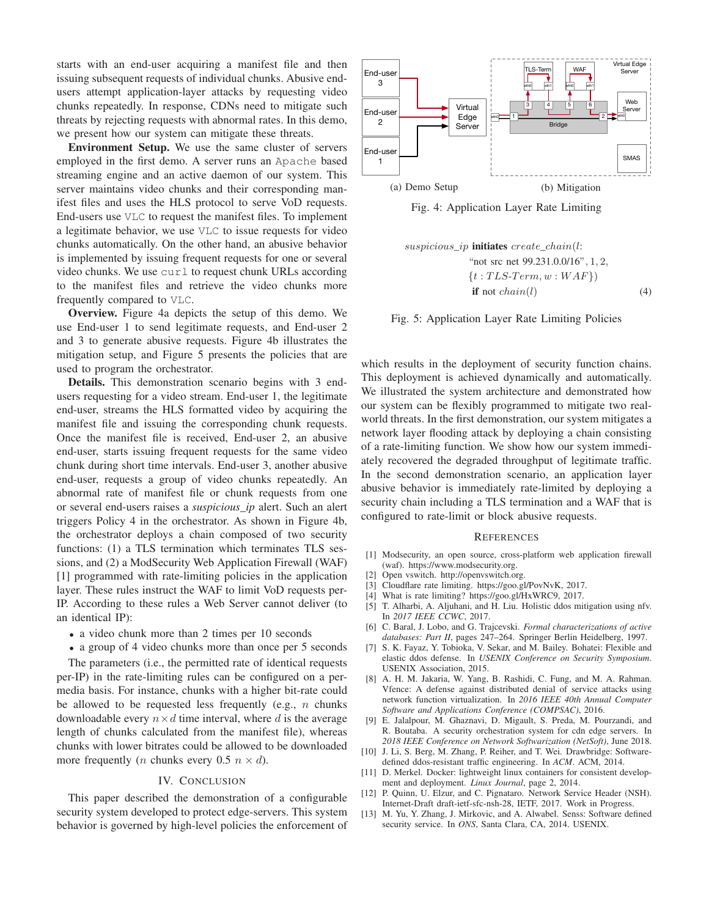starts with an end-user acquiring a manifest file and then issuing subsequent requests of individual chunks. Abusive end-users attempt application-layer attacks by requesting video chunks repeatedly. In response, CDNs need to mitigate such threats by rejecting requests with abnormal rates. In this demo, we present how our system can mitigate these threats.

**Environment Setup.** We use the same cluster of servers employed in the first demo. A server runs an Apache based streaming engine and an active daemon of our system. This server maintains video chunks and their corresponding manifest files and uses the HLS protocol to serve VoD requests. End-users use VLC to request the manifest files. To implement a legitimate behavior, we use VLC to issue requests for video chunks automatically. On the other hand, an abusive behavior is implemented by issuing frequent requests for one or several video chunks. We use curl to request chunk URLs according to the manifest files and retrieve the video chunks more frequently compared to VLC.

**Overview.** Figure 4a depicts the setup of this demo. We use End-user 1 to send legitimate requests, and End-user 2 and 3 to generate abusive requests. Figure 4b illustrates the mitigation setup, and Figure 5 presents the policies that are used to program the orchestrator.

**Details.** This demonstration scenario begins with 3 end-users requesting for a video stream. End-user 1, the legitimate end-user, streams the HLS formatted video by acquiring the manifest file and issuing the corresponding chunk requests. Once the manifest file is received, End-user 2, an abusive end-user, starts issuing frequent requests for the same video chunk during short time intervals. End-user 3, another abusive end-user, requests a group of video chunks repeatedly. An abnormal rate of manifest file or chunk requests from one or several end-users raises a *suspicious_ip* alert. Such an alert triggers Policy 4 in the orchestrator. As shown in Figure 4b, the orchestrator deploys a chain composed of two security functions: (1) a TLS termination which terminates TLS sessions, and (2) a ModSecurity Web Application Firewall (WAF) [1] programmed with rate-limiting policies in the application layer. These rules instruct the WAF to limit VoD requests per-IP. According to these rules a Web Server cannot deliver (to an identical IP):

- a video chunk more than 2 times per 10 seconds
- a group of 4 video chunks more than once per 5 seconds

The parameters (i.e., the permitted rate of identical requests per-IP) in the rate-limiting rules can be configured on a per-media basis. For instance, chunks with a higher bit-rate could be allowed to be requested less frequently (e.g., $n$ chunks downloadable every $n \times d$ time interval, where $d$ is the average length of chunks calculated from the manifest file), whereas chunks with lower bitrates could be allowed to be downloaded more frequently ($n$ chunks every 0.5 $n \times d$).

End-user 3

End-user 2

End-user 1

Virtual Edge Server

TLS-Term

WAF

Virtual Edge Server

eth0 eth1 eth0 eth1

3 4 5 6

eth0 1 2 eth0

Bridge

Web Server

SMAS

(a) Demo Setup (b) Mitigation

Fig. 4: Application Layer Rate Limiting

$$
\begin{aligned}
&suspicious\_ip \ \textbf{initiates} \ create\_chain(l: \\
&\qquad \text{"not src net 99.231.0.0/16"}, 1, 2, \\
&\qquad \{t: TLS\text{-}Term, w: WAF\}) \\
&\qquad \textbf{if not} \ chain(l)
\end{aligned} \tag{4}
$$

Fig. 5: Application Layer Rate Limiting Policies

## IV. Conclusion

This paper described the demonstration of a configurable security system developed to protect edge-servers. This system behavior is governed by high-level policies the enforcement of which results in the deployment of security function chains. This deployment is achieved dynamically and automatically. We illustrated the system architecture and demonstrated how our system can be flexibly programmed to mitigate two real-world threats. In the first demonstration, our system mitigates a network layer flooding attack by deploying a chain consisting of a rate-limiting function. We show how our system immediately recovered the degraded throughput of legitimate traffic. In the second demonstration scenario, an application layer abusive behavior is immediately rate-limited by deploying a security chain including a TLS termination and a WAF that is configured to rate-limit or block abusive requests.

## References

[1] Modsecurity, an open source, cross-platform web application firewall (waf). https://www.modsecurity.org.

[2] Open vswitch. http://openvswitch.org.

[3] Cloudflare rate limiting. https://goo.gl/PovNvK, 2017.

[4] What is rate limiting? https://goo.gl/HxWRC9, 2017.

[5] T. Alharbi, A. Aljuhani, and H. Liu. Holistic ddos mitigation using nfv. In *2017 IEEE CCWC*, 2017.

[6] C. Baral, J. Lobo, and G. Trajcevski. *Formal characterizations of active databases: Part II*, pages 247–264. Springer Berlin Heidelberg, 1997.

[7] S. K. Fayaz, Y. Tobioka, V. Sekar, and M. Bailey. Bohatei: Flexible and elastic ddos defense. In *USENIX Conference on Security Symposium*. USENIX Association, 2015.

[8] A. H. M. Jakaria, W. Yang, B. Rashidi, C. Fung, and M. A. Rahman. Vfence: A defense against distributed denial of service attacks using network function virtualization. In *2016 IEEE 40th Annual Computer Software and Applications Conference (COMPSAC)*, 2016.

[9] E. Jalalpour, M. Ghaznavi, D. Migault, S. Preda, M. Pourzandi, and R. Boutaba. A security orchestration system for cdn edge servers. In *2018 IEEE Conference on Network Softwarization (NetSoft)*, June 2018.

[10] J. Li, S. Berg, M. Zhang, P. Reiher, and T. Wei. Drawbridge: Software-defined ddos-resistant traffic engineering. In *ACM*. ACM, 2014.

[11] D. Merkel. Docker: lightweight linux containers for consistent development and deployment. *Linux Journal*, page 2, 2014.

[12] P. Quinn, U. Elzur, and C. Pignataro. Network Service Header (NSH). Internet-Draft draft-ietf-sfc-nsh-28, IETF, 2017. Work in Progress.

[13] M. Yu, Y. Zhang, J. Mirkovic, and A. Alwabel. Senss: Software defined security service. In *ONS*, Santa Clara, CA, 2014. USENIX.